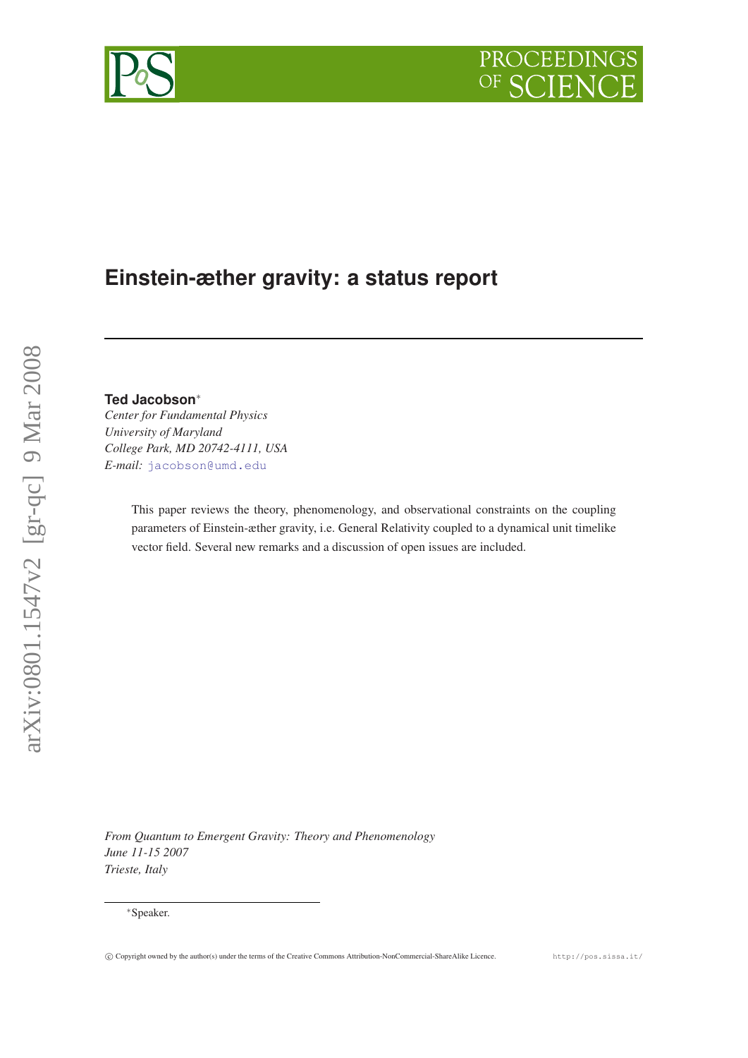# Einstein-æther gravity: a status report

**Ted Jacobson***
*Center for Fundamental Physics*
*University of Maryland*
*College Park, MD 20742-4111, USA*
*E-mail:* jacobson@umd.edu

This paper reviews the theory, phenomenology, and observational constraints on the coupling parameters of Einstein-æther gravity, i.e. General Relativity coupled to a dynamical unit timelike vector field. Several new remarks and a discussion of open issues are included.

*From Quantum to Emergent Gravity: Theory and Phenomenology*
*June 11-15 2007*
*Trieste, Italy*

*Speaker.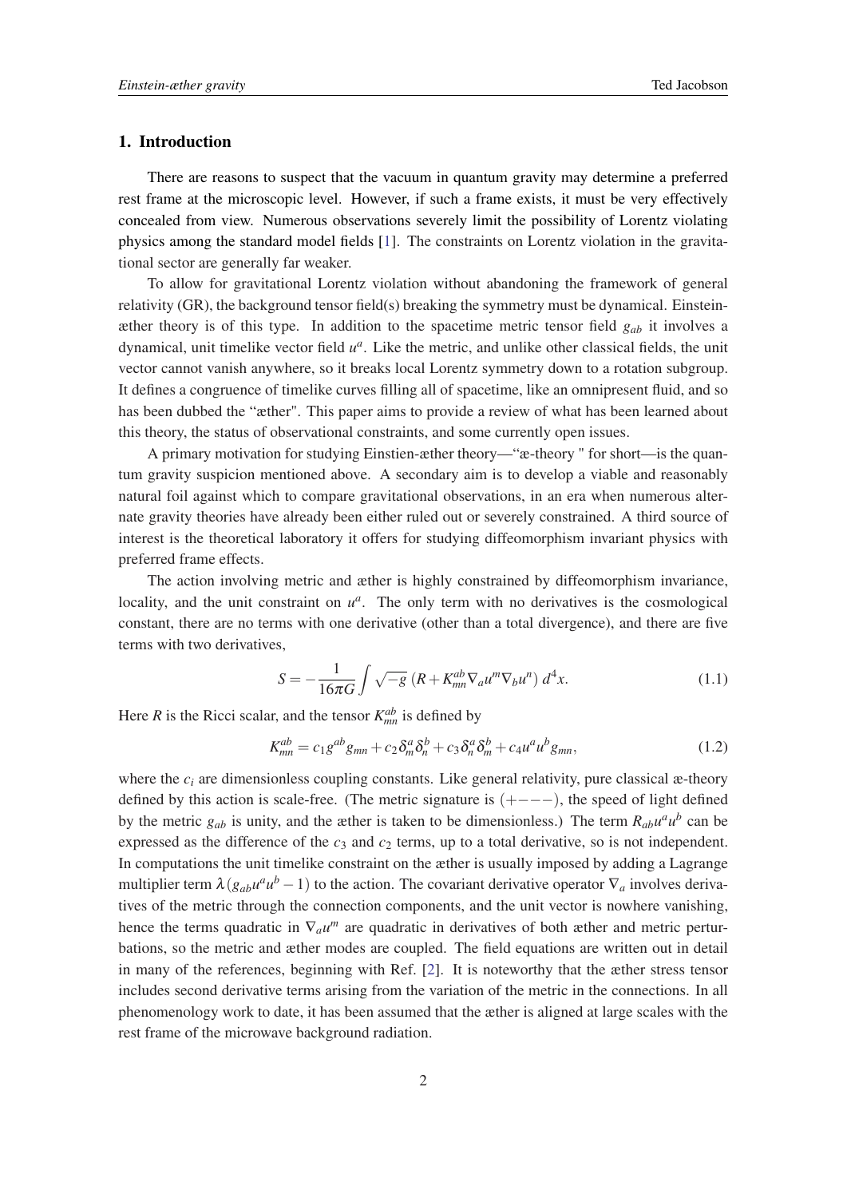## 1. Introduction

There are reasons to suspect that the vacuum in quantum gravity may determine a preferred rest frame at the microscopic level. However, if such a frame exists, it must be very effectively concealed from view. Numerous observations severely limit the possibility of Lorentz violating physics among the standard model fields [1]. The constraints on Lorentz violation in the gravitational sector are generally far weaker.

To allow for gravitational Lorentz violation without abandoning the framework of general relativity (GR), the background tensor field(s) breaking the symmetry must be dynamical. Einstein-æther theory is of this type. In addition to the spacetime metric tensor field $g_{ab}$ it involves a dynamical, unit timelike vector field $u^a$. Like the metric, and unlike other classical fields, the unit vector cannot vanish anywhere, so it breaks local Lorentz symmetry down to a rotation subgroup. It defines a congruence of timelike curves filling all of spacetime, like an omnipresent fluid, and so has been dubbed the "æther". This paper aims to provide a review of what has been learned about this theory, the status of observational constraints, and some currently open issues.

A primary motivation for studying Einstein-æther theory—"æ-theory " for short—is the quantum gravity suspicion mentioned above. A secondary aim is to develop a viable and reasonably natural foil against which to compare gravitational observations, in an era when numerous alternate gravity theories have already been either ruled out or severely constrained. A third source of interest is the theoretical laboratory it offers for studying diffeomorphism invariant physics with preferred frame effects.

The action involving metric and æther is highly constrained by diffeomorphism invariance, locality, and the unit constraint on $u^a$. The only term with no derivatives is the cosmological constant, there are no terms with one derivative (other than a total divergence), and there are five terms with two derivatives,

$$S = -\frac{1}{16\pi G}\int \sqrt{-g}\,\left(R + K^{ab}_{mn}\nabla_a u^m \nabla_b u^n\right)\, d^4x. \tag{1.1}$$

Here $R$ is the Ricci scalar, and the tensor $K^{ab}_{mn}$ is defined by

$$K^{ab}_{mn} = c_1 g^{ab} g_{mn} + c_2 \delta^a_m \delta^b_n + c_3 \delta^a_n \delta^b_m + c_4 u^a u^b g_{mn}, \tag{1.2}$$

where the $c_i$ are dimensionless coupling constants. Like general relativity, pure classical æ-theory defined by this action is scale-free. (The metric signature is $(+---)$, the speed of light defined by the metric $g_{ab}$ is unity, and the æther is taken to be dimensionless.) The term $R_{ab}u^a u^b$ can be expressed as the difference of the $c_3$ and $c_2$ terms, up to a total derivative, so is not independent. In computations the unit timelike constraint on the æther is usually imposed by adding a Lagrange multiplier term $\lambda(g_{ab}u^a u^b - 1)$ to the action. The covariant derivative operator $\nabla_a$ involves derivatives of the metric through the connection components, and the unit vector is nowhere vanishing, hence the terms quadratic in $\nabla_a u^m$ are quadratic in derivatives of both æther and metric perturbations, so the metric and æther modes are coupled. The field equations are written out in detail in many of the references, beginning with Ref. [2]. It is noteworthy that the æther stress tensor includes second derivative terms arising from the variation of the metric in the connections. In all phenomenology work to date, it has been assumed that the æther is aligned at large scales with the rest frame of the microwave background radiation.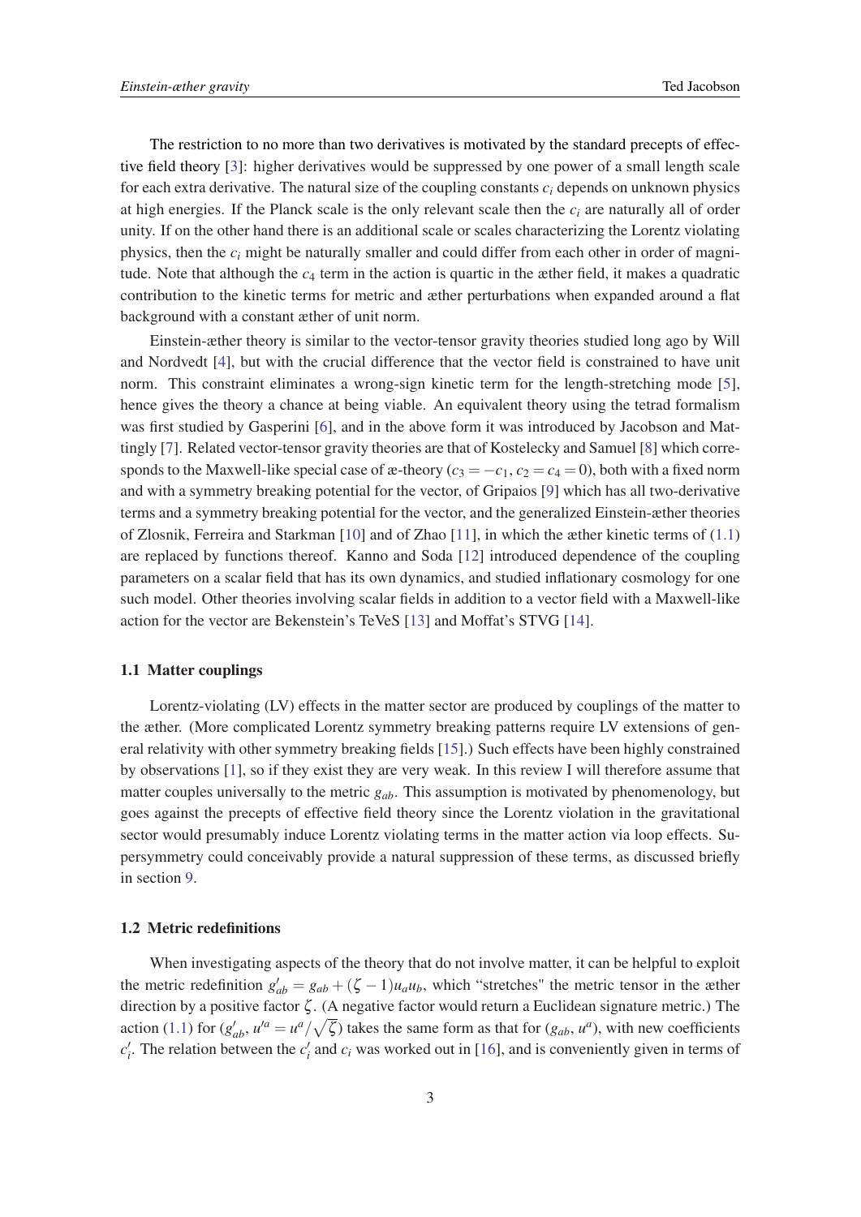The restriction to no more than two derivatives is motivated by the standard precepts of effective field theory [3]: higher derivatives would be suppressed by one power of a small length scale for each extra derivative. The natural size of the coupling constants $c_i$ depends on unknown physics at high energies. If the Planck scale is the only relevant scale then the $c_i$ are naturally all of order unity. If on the other hand there is an additional scale or scales characterizing the Lorentz violating physics, then the $c_i$ might be naturally smaller and could differ from each other in order of magnitude. Note that although the $c_4$ term in the action is quartic in the æther field, it makes a quadratic contribution to the kinetic terms for metric and æther perturbations when expanded around a flat background with a constant æther of unit norm.

Einstein-æther theory is similar to the vector-tensor gravity theories studied long ago by Will and Nordvedt [4], but with the crucial difference that the vector field is constrained to have unit norm. This constraint eliminates a wrong-sign kinetic term for the length-stretching mode [5], hence gives the theory a chance at being viable. An equivalent theory using the tetrad formalism was first studied by Gasperini [6], and in the above form it was introduced by Jacobson and Mattingly [7]. Related vector-tensor gravity theories are that of Kostelecky and Samuel [8] which corresponds to the Maxwell-like special case of æ-theory ($c_3 = -c_1$, $c_2 = c_4 = 0$), both with a fixed norm and with a symmetry breaking potential for the vector, of Gripaios [9] which has all two-derivative terms and a symmetry breaking potential for the vector, and the generalized Einstein-æther theories of Zlosnik, Ferreira and Starkman [10] and of Zhao [11], in which the æther kinetic terms of (1.1) are replaced by functions thereof. Kanno and Soda [12] introduced dependence of the coupling parameters on a scalar field that has its own dynamics, and studied inflationary cosmology for one such model. Other theories involving scalar fields in addition to a vector field with a Maxwell-like action for the vector are Bekenstein's TeVeS [13] and Moffat's STVG [14].

### 1.1 Matter couplings

Lorentz-violating (LV) effects in the matter sector are produced by couplings of the matter to the æther. (More complicated Lorentz symmetry breaking patterns require LV extensions of general relativity with other symmetry breaking fields [15].) Such effects have been highly constrained by observations [1], so if they exist they are very weak. In this review I will therefore assume that matter couples universally to the metric $g_{ab}$. This assumption is motivated by phenomenology, but goes against the precepts of effective field theory since the Lorentz violation in the gravitational sector would presumably induce Lorentz violating terms in the matter action via loop effects. Supersymmetry could conceivably provide a natural suppression of these terms, as discussed briefly in section 9.

### 1.2 Metric redefinitions

When investigating aspects of the theory that do not involve matter, it can be helpful to exploit the metric redefinition $g'_{ab} = g_{ab} + (\zeta - 1)u_a u_b$, which "stretches" the metric tensor in the æther direction by a positive factor $\zeta$. (A negative factor would return a Euclidean signature metric.) The action (1.1) for ($g'_{ab}$, $u'^a = u^a/\sqrt{\zeta}$) takes the same form as that for ($g_{ab}$, $u^a$), with new coefficients $c'_i$. The relation between the $c'_i$ and $c_i$ was worked out in [16], and is conveniently given in terms of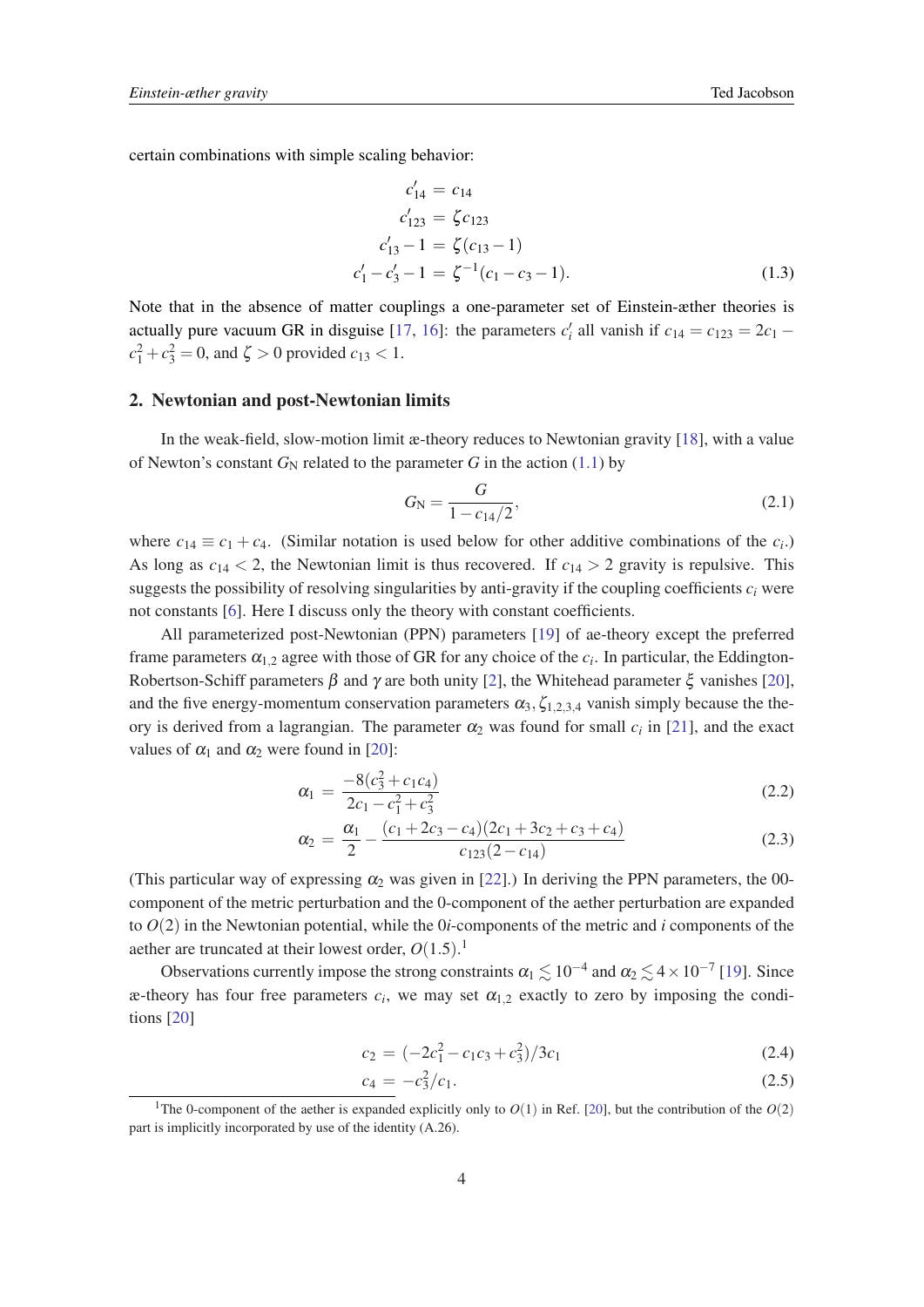certain combinations with simple scaling behavior:

$$
\begin{aligned}
c'_{14} &= c_{14} \\
c'_{123} &= \zeta c_{123} \\
c'_{13} - 1 &= \zeta (c_{13} - 1) \\
c'_1 - c'_3 - 1 &= \zeta^{-1}(c_1 - c_3 - 1).
\end{aligned} \tag{1.3}
$$

Note that in the absence of matter couplings a one-parameter set of Einstein-æther theories is actually pure vacuum GR in disguise [17, 16]: the parameters $c'_i$ all vanish if $c_{14} = c_{123} = 2c_1 - c_1^2 + c_3^2 = 0$, and $\zeta > 0$ provided $c_{13} < 1$.

## 2. Newtonian and post-Newtonian limits

In the weak-field, slow-motion limit æ-theory reduces to Newtonian gravity [18], with a value of Newton's constant $G_{\rm N}$ related to the parameter $G$ in the action (1.1) by

$$
G_{\rm N} = \frac{G}{1 - c_{14}/2}, \tag{2.1}
$$

where $c_{14} \equiv c_1 + c_4$. (Similar notation is used below for other additive combinations of the $c_i$.) As long as $c_{14} < 2$, the Newtonian limit is thus recovered. If $c_{14} > 2$ gravity is repulsive. This suggests the possibility of resolving singularities by anti-gravity if the coupling coefficients $c_i$ were not constants [6]. Here I discuss only the theory with constant coefficients.

All parameterized post-Newtonian (PPN) parameters [19] of ae-theory except the preferred frame parameters $\alpha_{1,2}$ agree with those of GR for any choice of the $c_i$. In particular, the Eddington-Robertson-Schiff parameters $\beta$ and $\gamma$ are both unity [2], the Whitehead parameter $\xi$ vanishes [20], and the five energy-momentum conservation parameters $\alpha_3, \zeta_{1,2,3,4}$ vanish simply because the theory is derived from a lagrangian. The parameter $\alpha_2$ was found for small $c_i$ in [21], and the exact values of $\alpha_1$ and $\alpha_2$ were found in [20]:

$$
\alpha_1 = \frac{-8(c_3^2 + c_1 c_4)}{2c_1 - c_1^2 + c_3^2} \tag{2.2}
$$

$$
\alpha_2 = \frac{\alpha_1}{2} - \frac{(c_1 + 2c_3 - c_4)(2c_1 + 3c_2 + c_3 + c_4)}{c_{123}(2 - c_{14})} \tag{2.3}
$$

(This particular way of expressing $\alpha_2$ was given in [22].) In deriving the PPN parameters, the 00-component of the metric perturbation and the 0-component of the aether perturbation are expanded to $O(2)$ in the Newtonian potential, while the $0i$-components of the metric and $i$ components of the aether are truncated at their lowest order, $O(1.5)$.[1]

Observations currently impose the strong constraints $\alpha_1 \lesssim 10^{-4}$ and $\alpha_2 \lesssim 4 \times 10^{-7}$ [19]. Since æ-theory has four free parameters $c_i$, we may set $\alpha_{1,2}$ exactly to zero by imposing the conditions [20]

$$
c_2 = (-2c_1^2 - c_1 c_3 + c_3^2)/3c_1 \tag{2.4}
$$

$$
c_4 = -c_3^2/c_1. \tag{2.5}
$$

[1] The 0-component of the aether is expanded explicitly only to $O(1)$ in Ref. [20], but the contribution of the $O(2)$ part is implicitly incorporated by use of the identity (A.26).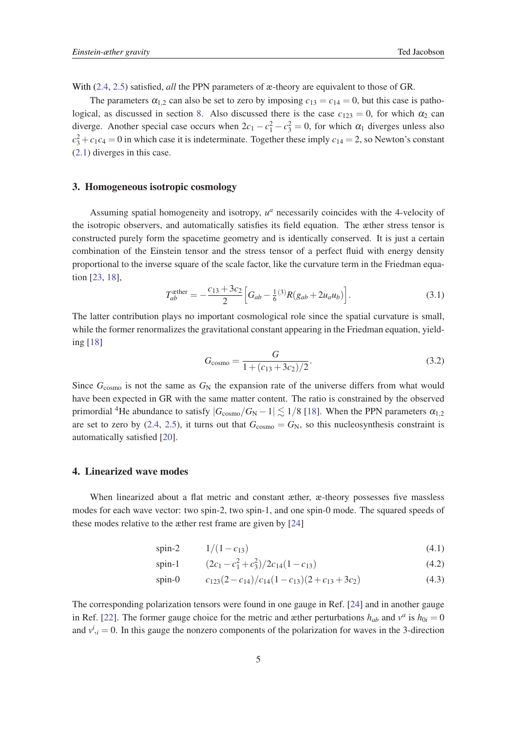With (2.4, 2.5) satisfied, *all* the PPN parameters of æ-theory are equivalent to those of GR.

The parameters $\alpha_{1,2}$ can also be set to zero by imposing $c_{13} = c_{14} = 0$, but this case is pathological, as discussed in section 8. Also discussed there is the case $c_{123} = 0$, for which $\alpha_2$ can diverge. Another special case occurs when $2c_1 - c_1^2 - c_3^2 = 0$, for which $\alpha_1$ diverges unless also $c_3^2 + c_1c_4 = 0$ in which case it is indeterminate. Together these imply $c_{14} = 2$, so Newton's constant (2.1) diverges in this case.

## 3. Homogeneous isotropic cosmology

Assuming spatial homogeneity and isotropy, $u^a$ necessarily coincides with the 4-velocity of the isotropic observers, and automatically satisfies its field equation. The æther stress tensor is constructed purely form the spacetime geometry and is identically conserved. It is just a certain combination of the Einstein tensor and the stress tensor of a perfect fluid with energy density proportional to the inverse square of the scale factor, like the curvature term in the Friedman equation [23, 18],

$$T^{\text{æther}}_{ab} = -\frac{c_{13} + 3c_2}{2}\Big[G_{ab} - \tfrac{1}{6}{}^{(3)}R(g_{ab} + 2u_a u_b)\Big]. \tag{3.1}$$

The latter contribution plays no important cosmological role since the spatial curvature is small, while the former renormalizes the gravitational constant appearing in the Friedman equation, yielding [18]

$$G_{\text{cosmo}} = \frac{G}{1 + (c_{13} + 3c_2)/2}. \tag{3.2}$$

Since $G_{\text{cosmo}}$ is not the same as $G_{\text{N}}$ the expansion rate of the universe differs from what would have been expected in GR with the same matter content. The ratio is constrained by the observed primordial $^4$He abundance to satisfy $|G_{\text{cosmo}}/G_{\text{N}} - 1| \lesssim 1/8$ [18]. When the PPN parameters $\alpha_{1,2}$ are set to zero by (2.4, 2.5), it turns out that $G_{\text{cosmo}} = G_{\text{N}}$, so this nucleosynthesis constraint is automatically satisfied [20].

## 4. Linearized wave modes

When linearized about a flat metric and constant æther, æ-theory possesses five massless modes for each wave vector: two spin-2, two spin-1, and one spin-0 mode. The squared speeds of these modes relative to the æther rest frame are given by [24]

$$\text{spin-2} \qquad 1/(1 - c_{13}) \tag{4.1}$$

$$\text{spin-1} \qquad (2c_1 - c_1^2 + c_3^2)/2c_{14}(1 - c_{13}) \tag{4.2}$$

$$\text{spin-0} \qquad c_{123}(2 - c_{14})/c_{14}(1 - c_{13})(2 + c_{13} + 3c_2) \tag{4.3}$$

The corresponding polarization tensors were found in one gauge in Ref. [24] and in another gauge in Ref. [22]. The former gauge choice for the metric and æther perturbations $h_{ab}$ and $v^a$ is $h_{0i} = 0$ and $v^i{}_{,i} = 0$. In this gauge the nonzero components of the polarization for waves in the 3-direction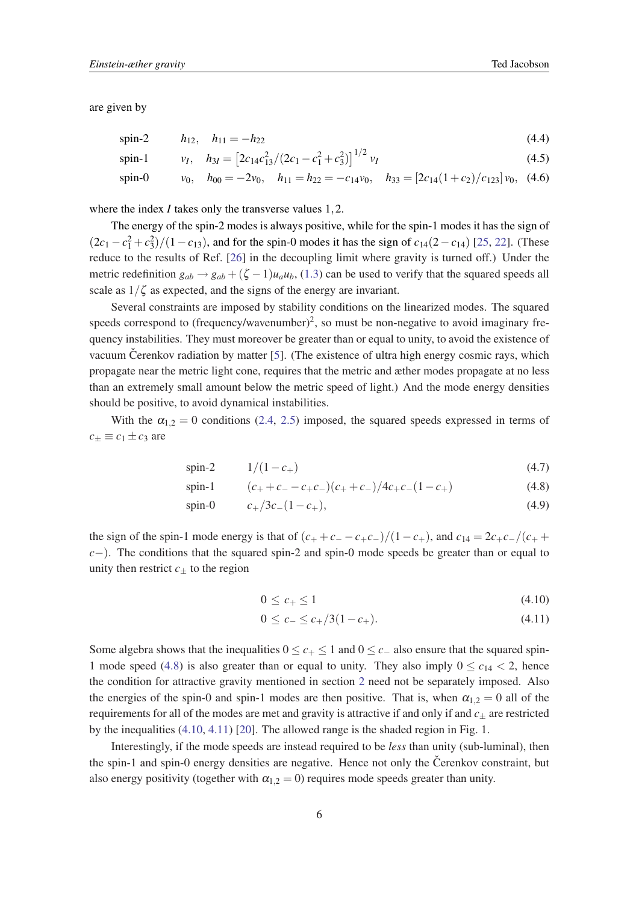are given by

$$\text{spin-2} \qquad h_{12}, \quad h_{11} = -h_{22} \tag{4.4}$$

$$\text{spin-1} \qquad v_I, \quad h_{3I} = \left[2c_{14}c_{13}^2/(2c_1 - c_1^2 + c_3^2)\right]^{1/2} v_I \tag{4.5}$$

$$\text{spin-0} \qquad v_0, \quad h_{00} = -2v_0, \quad h_{11} = h_{22} = -c_{14}v_0, \quad h_{33} = [2c_{14}(1+c_2)/c_{123}]\, v_0, \tag{4.6}$$

where the index $I$ takes only the transverse values $1,2$.

The energy of the spin-2 modes is always positive, while for the spin-1 modes it has the sign of $(2c_1 - c_1^2 + c_3^2)/(1-c_{13})$, and for the spin-0 modes it has the sign of $c_{14}(2-c_{14})$ [25, 22]. (These reduce to the results of Ref. [26] in the decoupling limit where gravity is turned off.) Under the metric redefinition $g_{ab} \to g_{ab} + (\zeta - 1)u_a u_b$, (1.3) can be used to verify that the squared speeds all scale as $1/\zeta$ as expected, and the signs of the energy are invariant.

Several constraints are imposed by stability conditions on the linearized modes. The squared speeds correspond to (frequency/wavenumber)$^2$, so must be non-negative to avoid imaginary frequency instabilities. They must moreover be greater than or equal to unity, to avoid the existence of vacuum Čerenkov radiation by matter [5]. (The existence of ultra high energy cosmic rays, which propagate near the metric light cone, requires that the metric and æther modes propagate at no less than an extremely small amount below the metric speed of light.) And the mode energy densities should be positive, to avoid dynamical instabilities.

With the $\alpha_{1,2} = 0$ conditions (2.4, 2.5) imposed, the squared speeds expressed in terms of $c_\pm \equiv c_1 \pm c_3$ are

$$\text{spin-2} \qquad 1/(1-c_+) \tag{4.7}$$

$$\text{spin-1} \qquad (c_+ + c_- - c_+c_-)(c_+ + c_-)/4c_+c_-(1-c_+) \tag{4.8}$$

$$\text{spin-0} \qquad c_+/3c_-(1-c_+), \tag{4.9}$$

the sign of the spin-1 mode energy is that of $(c_+ + c_- - c_+c_-)/(1-c_+)$, and $c_{14} = 2c_+c_-/(c_+ + c-)$. The conditions that the squared spin-2 and spin-0 mode speeds be greater than or equal to unity then restrict $c_\pm$ to the region

$$0 \le c_+ \le 1 \tag{4.10}$$

$$0 \le c_- \le c_+/3(1-c_+). \tag{4.11}$$

Some algebra shows that the inequalities $0 \le c_+ \le 1$ and $0 \le c_-$ also ensure that the squared spin-1 mode speed (4.8) is also greater than or equal to unity. They also imply $0 \le c_{14} < 2$, hence the condition for attractive gravity mentioned in section 2 need not be separately imposed. Also the energies of the spin-0 and spin-1 modes are then positive. That is, when $\alpha_{1,2} = 0$ all of the requirements for all of the modes are met and gravity is attractive if and only if and $c_\pm$ are restricted by the inequalities (4.10, 4.11) [20]. The allowed range is the shaded region in Fig. 1.

Interestingly, if the mode speeds are instead required to be *less* than unity (sub-luminal), then the spin-1 and spin-0 energy densities are negative. Hence not only the Čerenkov constraint, but also energy positivity (together with $\alpha_{1,2} = 0$) requires mode speeds greater than unity.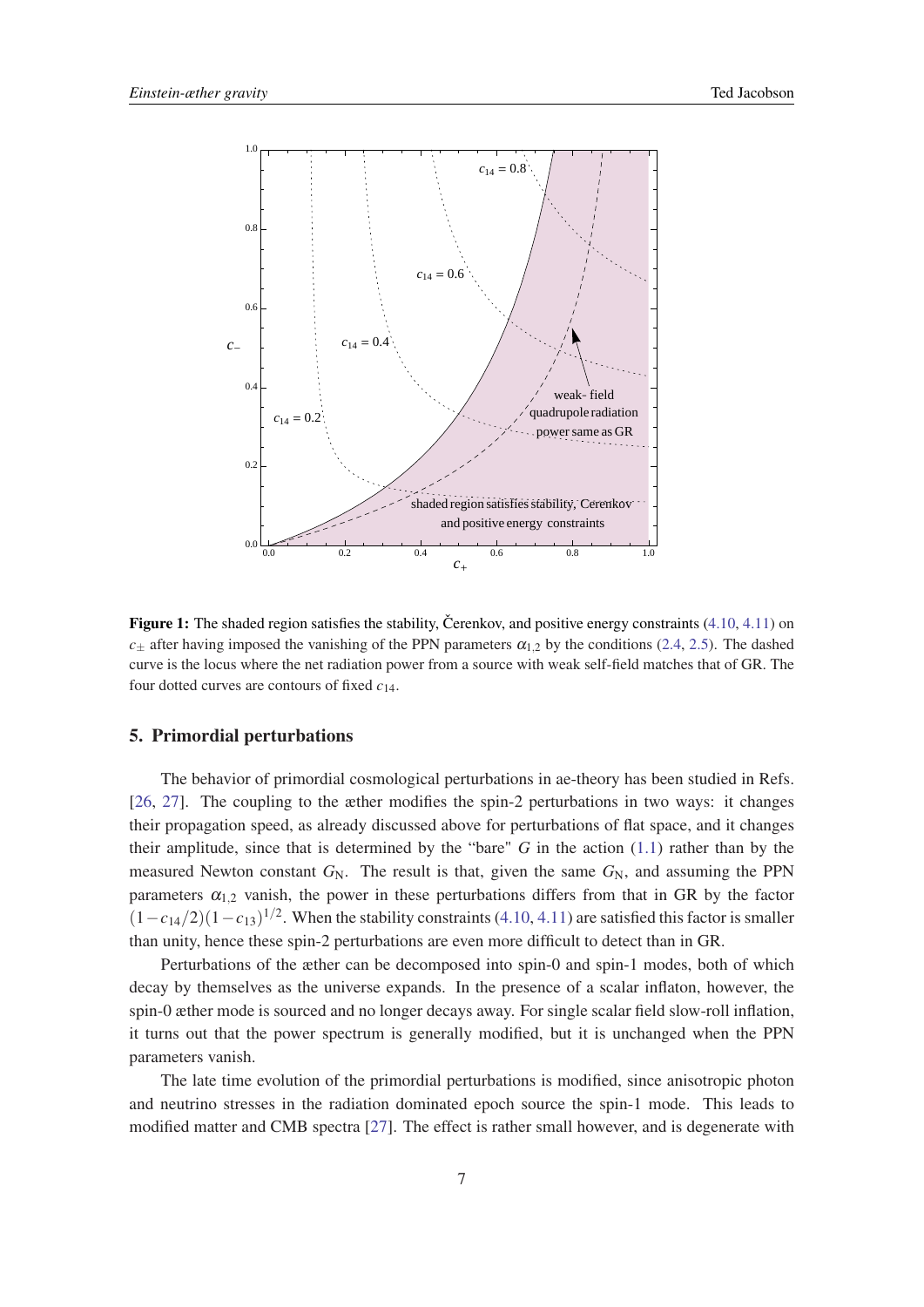**Figure 1:** The shaded region satisfies the stability, Čerenkov, and positive energy constraints (4.10, 4.11) on $c_\pm$ after having imposed the vanishing of the PPN parameters $\alpha_{1,2}$ by the conditions (2.4, 2.5). The dashed curve is the locus where the net radiation power from a source with weak self-field matches that of GR. The four dotted curves are contours of fixed $c_{14}$.

## 5. Primordial perturbations

The behavior of primordial cosmological perturbations in ae-theory has been studied in Refs. [26, 27]. The coupling to the æther modifies the spin-2 perturbations in two ways: it changes their propagation speed, as already discussed above for perturbations of flat space, and it changes their amplitude, since that is determined by the "bare" $G$ in the action (1.1) rather than by the measured Newton constant $G_{\rm N}$. The result is that, given the same $G_{\rm N}$, and assuming the PPN parameters $\alpha_{1,2}$ vanish, the power in these perturbations differs from that in GR by the factor $(1-c_{14}/2)(1-c_{13})^{1/2}$. When the stability constraints (4.10, 4.11) are satisfied this factor is smaller than unity, hence these spin-2 perturbations are even more difficult to detect than in GR.

Perturbations of the æther can be decomposed into spin-0 and spin-1 modes, both of which decay by themselves as the universe expands. In the presence of a scalar inflaton, however, the spin-0 æther mode is sourced and no longer decays away. For single scalar field slow-roll inflation, it turns out that the power spectrum is generally modified, but it is unchanged when the PPN parameters vanish.

The late time evolution of the primordial perturbations is modified, since anisotropic photon and neutrino stresses in the radiation dominated epoch source the spin-1 mode. This leads to modified matter and CMB spectra [27]. The effect is rather small however, and is degenerate with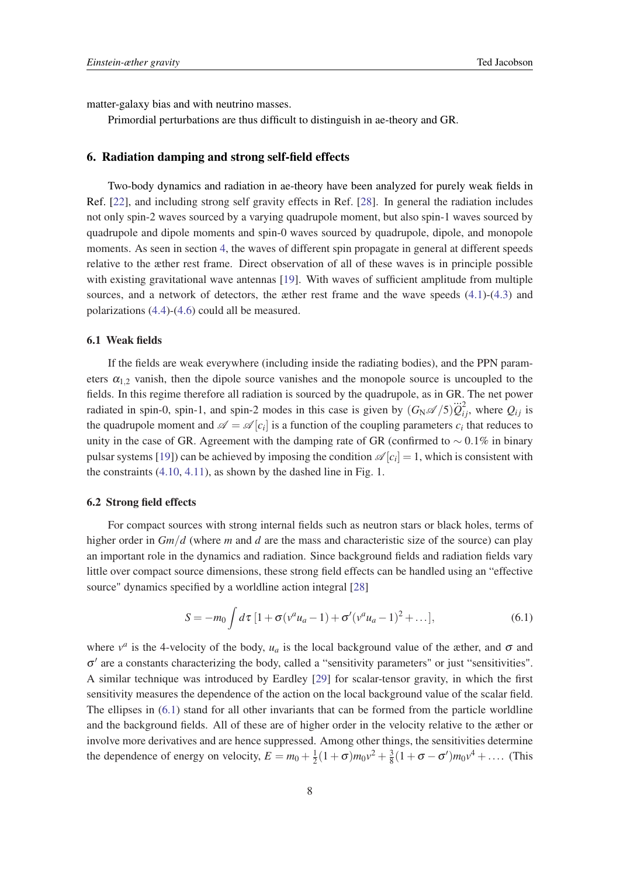matter-galaxy bias and with neutrino masses.

Primordial perturbations are thus difficult to distinguish in ae-theory and GR.

## 6. Radiation damping and strong self-field effects

Two-body dynamics and radiation in ae-theory have been analyzed for purely weak fields in Ref. [22], and including strong self gravity effects in Ref. [28]. In general the radiation includes not only spin-2 waves sourced by a varying quadrupole moment, but also spin-1 waves sourced by quadrupole and dipole moments and spin-0 waves sourced by quadrupole, dipole, and monopole moments. As seen in section 4, the waves of different spin propagate in general at different speeds relative to the æther rest frame. Direct observation of all of these waves is in principle possible with existing gravitational wave antennas [19]. With waves of sufficient amplitude from multiple sources, and a network of detectors, the æther rest frame and the wave speeds (4.1)-(4.3) and polarizations (4.4)-(4.6) could all be measured.

### 6.1 Weak fields

If the fields are weak everywhere (including inside the radiating bodies), and the PPN parameters $\alpha_{1,2}$ vanish, then the dipole source vanishes and the monopole source is uncoupled to the fields. In this regime therefore all radiation is sourced by the quadrupole, as in GR. The net power radiated in spin-0, spin-1, and spin-2 modes in this case is given by $(G_{\rm N}\mathscr{A}/5)\dddot{Q}_{ij}^2$, where $Q_{ij}$ is the quadrupole moment and $\mathscr{A} = \mathscr{A}[c_i]$ is a function of the coupling parameters $c_i$ that reduces to unity in the case of GR. Agreement with the damping rate of GR (confirmed to $\sim 0.1\%$ in binary pulsar systems [19]) can be achieved by imposing the condition $\mathscr{A}[c_i] = 1$, which is consistent with the constraints (4.10, 4.11), as shown by the dashed line in Fig. 1.

### 6.2 Strong field effects

For compact sources with strong internal fields such as neutron stars or black holes, terms of higher order in $Gm/d$ (where $m$ and $d$ are the mass and characteristic size of the source) can play an important role in the dynamics and radiation. Since background fields and radiation fields vary little over compact source dimensions, these strong field effects can be handled using an "effective source" dynamics specified by a worldline action integral [28]

$$S = -m_0 \int d\tau \, [1 + \sigma(v^a u_a - 1) + \sigma'(v^a u_a - 1)^2 + \ldots], \tag{6.1}$$

where $v^a$ is the 4-velocity of the body, $u_a$ is the local background value of the æther, and $\sigma$ and $\sigma'$ are a constants characterizing the body, called a "sensitivity parameters" or just "sensitivities". A similar technique was introduced by Eardley [29] for scalar-tensor gravity, in which the first sensitivity measures the dependence of the action on the local background value of the scalar field. The ellipses in (6.1) stand for all other invariants that can be formed from the particle worldline and the background fields. All of these are of higher order in the velocity relative to the æther or involve more derivatives and are hence suppressed. Among other things, the sensitivities determine the dependence of energy on velocity, $E = m_0 + \frac{1}{2}(1+\sigma)m_0 v^2 + \frac{3}{8}(1+\sigma-\sigma')m_0 v^4 + \ldots$. (This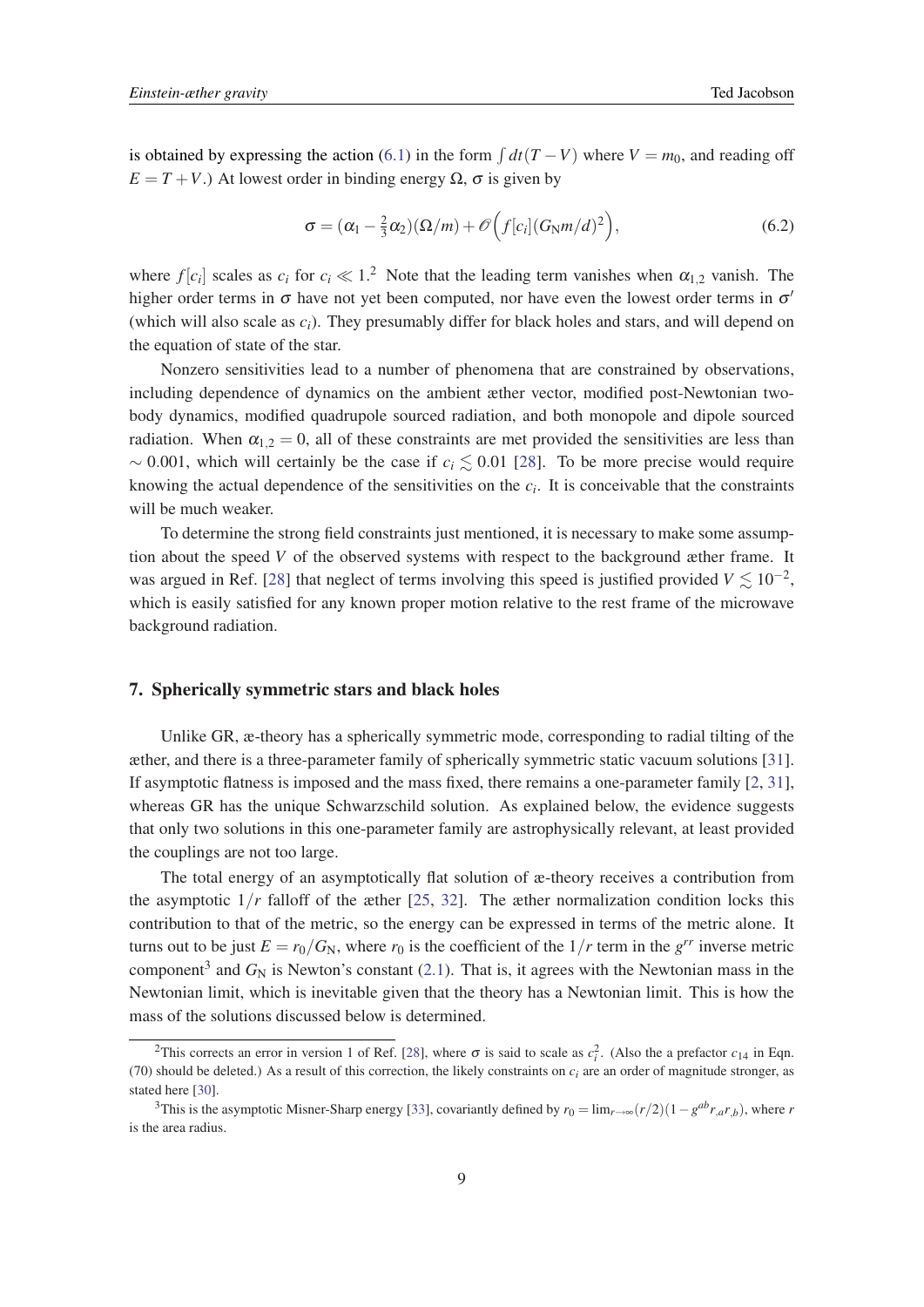is obtained by expressing the action (6.1) in the form $\int dt(T-V)$ where $V = m_0$, and reading off $E = T + V$.) At lowest order in binding energy $\Omega$, $\sigma$ is given by

$$\sigma = (\alpha_1 - \tfrac{2}{3}\alpha_2)(\Omega/m) + \mathscr{O}\Big(f[c_i](G_{\rm N}m/d)^2\Big), \tag{6.2}$$

where $f[c_i]$ scales as $c_i$ for $c_i \ll 1$.[2] Note that the leading term vanishes when $\alpha_{1,2}$ vanish. The higher order terms in $\sigma$ have not yet been computed, nor have even the lowest order terms in $\sigma'$ (which will also scale as $c_i$). They presumably differ for black holes and stars, and will depend on the equation of state of the star.

Nonzero sensitivities lead to a number of phenomena that are constrained by observations, including dependence of dynamics on the ambient æther vector, modified post-Newtonian two-body dynamics, modified quadrupole sourced radiation, and both monopole and dipole sourced radiation. When $\alpha_{1,2} = 0$, all of these constraints are met provided the sensitivities are less than $\sim 0.001$, which will certainly be the case if $c_i \lesssim 0.01$ [28]. To be more precise would require knowing the actual dependence of the sensitivities on the $c_i$. It is conceivable that the constraints will be much weaker.

To determine the strong field constraints just mentioned, it is necessary to make some assumption about the speed $V$ of the observed systems with respect to the background æther frame. It was argued in Ref. [28] that neglect of terms involving this speed is justified provided $V \lesssim 10^{-2}$, which is easily satisfied for any known proper motion relative to the rest frame of the microwave background radiation.

## 7. Spherically symmetric stars and black holes

Unlike GR, æ-theory has a spherically symmetric mode, corresponding to radial tilting of the æther, and there is a three-parameter family of spherically symmetric static vacuum solutions [31]. If asymptotic flatness is imposed and the mass fixed, there remains a one-parameter family [2, 31], whereas GR has the unique Schwarzschild solution. As explained below, the evidence suggests that only two solutions in this one-parameter family are astrophysically relevant, at least provided the couplings are not too large.

The total energy of an asymptotically flat solution of æ-theory receives a contribution from the asymptotic $1/r$ falloff of the æther [25, 32]. The æther normalization condition locks this contribution to that of the metric, so the energy can be expressed in terms of the metric alone. It turns out to be just $E = r_0/G_{\rm N}$, where $r_0$ is the coefficient of the $1/r$ term in the $g^{rr}$ inverse metric component[3] and $G_{\rm N}$ is Newton's constant (2.1). That is, it agrees with the Newtonian mass in the Newtonian limit, which is inevitable given that the theory has a Newtonian limit. This is how the mass of the solutions discussed below is determined.

---

[2] This corrects an error in version 1 of Ref. [28], where $\sigma$ is said to scale as $c_i^2$. (Also the a prefactor $c_{14}$ in Eqn. (70) should be deleted.) As a result of this correction, the likely constraints on $c_i$ are an order of magnitude stronger, as stated here [30].

[3] This is the asymptotic Misner-Sharp energy [33], covariantly defined by $r_0 = \lim_{r\to\infty}(r/2)(1 - g^{ab}r_{,a}r_{,b})$, where $r$ is the area radius.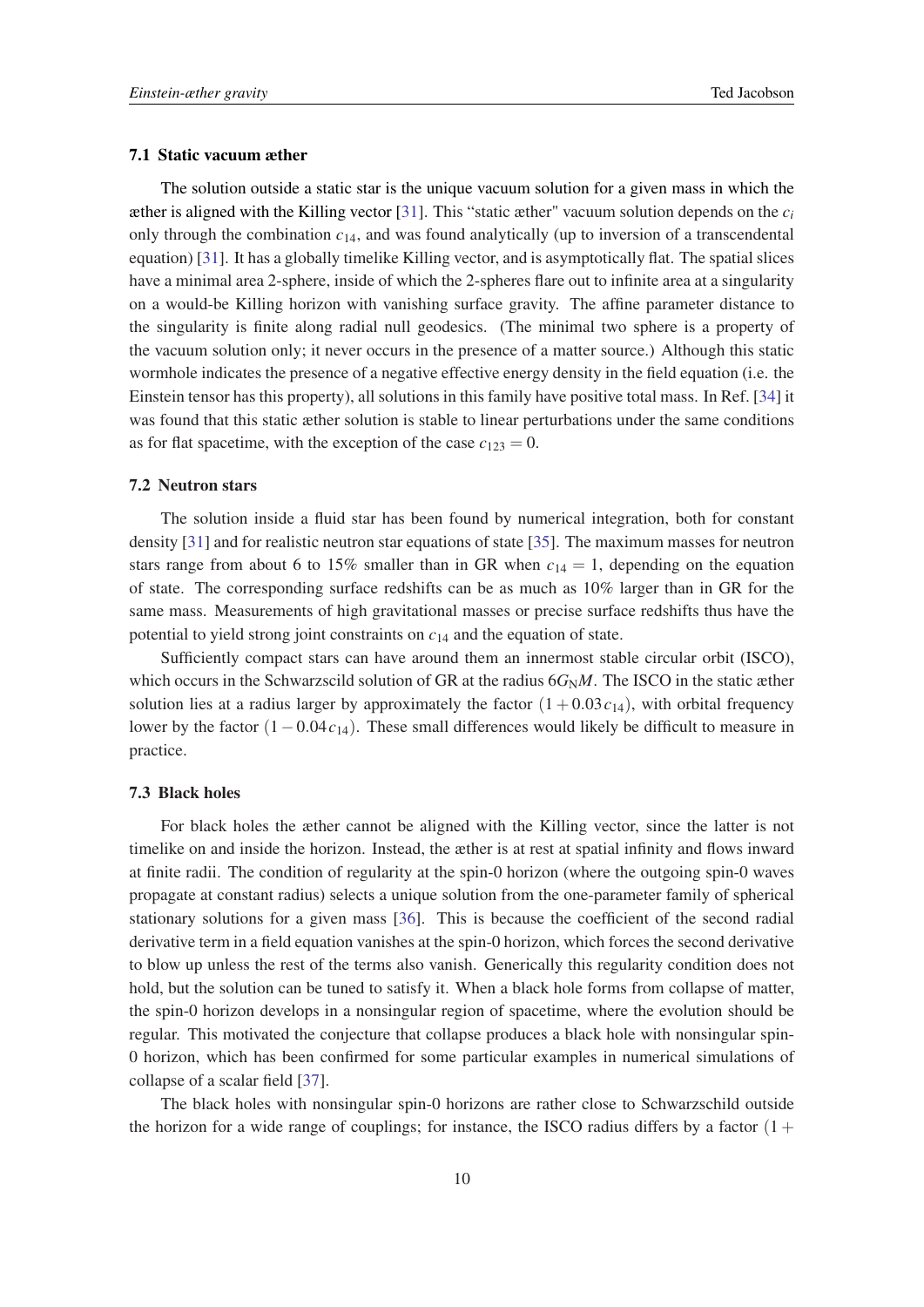### 7.1 Static vacuum æther

The solution outside a static star is the unique vacuum solution for a given mass in which the æther is aligned with the Killing vector [31]. This "static æther" vacuum solution depends on the $c_i$ only through the combination $c_{14}$, and was found analytically (up to inversion of a transcendental equation) [31]. It has a globally timelike Killing vector, and is asymptotically flat. The spatial slices have a minimal area 2-sphere, inside of which the 2-spheres flare out to infinite area at a singularity on a would-be Killing horizon with vanishing surface gravity. The affine parameter distance to the singularity is finite along radial null geodesics. (The minimal two sphere is a property of the vacuum solution only; it never occurs in the presence of a matter source.) Although this static wormhole indicates the presence of a negative effective energy density in the field equation (i.e. the Einstein tensor has this property), all solutions in this family have positive total mass. In Ref. [34] it was found that this static æther solution is stable to linear perturbations under the same conditions as for flat spacetime, with the exception of the case $c_{123} = 0$.

### 7.2 Neutron stars

The solution inside a fluid star has been found by numerical integration, both for constant density [31] and for realistic neutron star equations of state [35]. The maximum masses for neutron stars range from about 6 to 15% smaller than in GR when $c_{14} = 1$, depending on the equation of state. The corresponding surface redshifts can be as much as 10% larger than in GR for the same mass. Measurements of high gravitational masses or precise surface redshifts thus have the potential to yield strong joint constraints on $c_{14}$ and the equation of state.

Sufficiently compact stars can have around them an innermost stable circular orbit (ISCO), which occurs in the Schwarzscild solution of GR at the radius $6G_{\rm N}M$. The ISCO in the static æther solution lies at a radius larger by approximately the factor $(1+0.03\,c_{14})$, with orbital frequency lower by the factor $(1-0.04\,c_{14})$. These small differences would likely be difficult to measure in practice.

### 7.3 Black holes

For black holes the æther cannot be aligned with the Killing vector, since the latter is not timelike on and inside the horizon. Instead, the æther is at rest at spatial infinity and flows inward at finite radii. The condition of regularity at the spin-0 horizon (where the outgoing spin-0 waves propagate at constant radius) selects a unique solution from the one-parameter family of spherical stationary solutions for a given mass [36]. This is because the coefficient of the second radial derivative term in a field equation vanishes at the spin-0 horizon, which forces the second derivative to blow up unless the rest of the terms also vanish. Generically this regularity condition does not hold, but the solution can be tuned to satisfy it. When a black hole forms from collapse of matter, the spin-0 horizon develops in a nonsingular region of spacetime, where the evolution should be regular. This motivated the conjecture that collapse produces a black hole with nonsingular spin-0 horizon, which has been confirmed for some particular examples in numerical simulations of collapse of a scalar field [37].

The black holes with nonsingular spin-0 horizons are rather close to Schwarzschild outside the horizon for a wide range of couplings; for instance, the ISCO radius differs by a factor $(1+$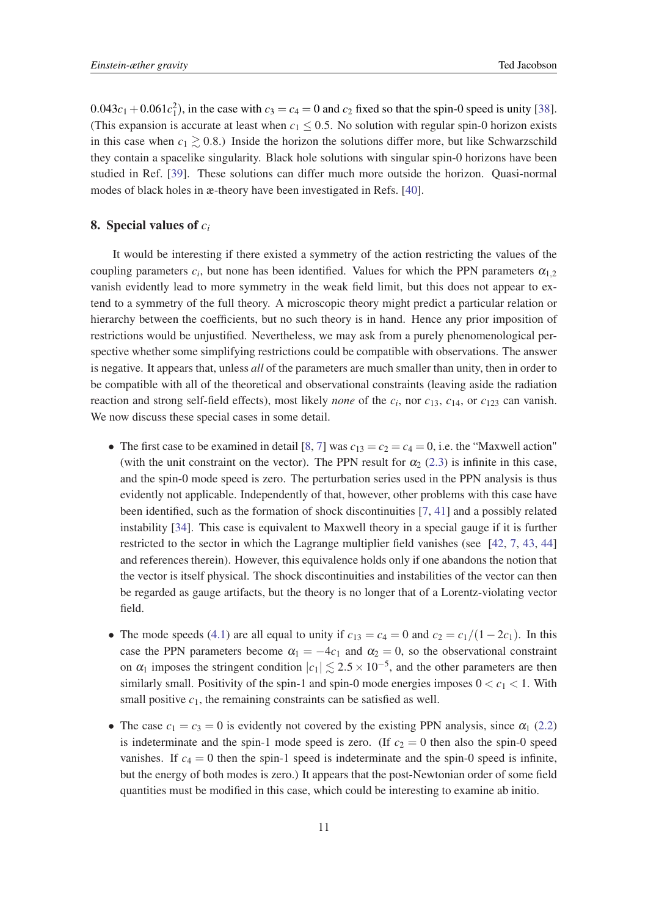$0.043c_1 + 0.061c_1^2$), in the case with $c_3 = c_4 = 0$ and $c_2$ fixed so that the spin-0 speed is unity [38]. (This expansion is accurate at least when $c_1 \leq 0.5$. No solution with regular spin-0 horizon exists in this case when $c_1 \gtrsim 0.8$.) Inside the horizon the solutions differ more, but like Schwarzschild they contain a spacelike singularity. Black hole solutions with singular spin-0 horizons have been studied in Ref. [39]. These solutions can differ much more outside the horizon. Quasi-normal modes of black holes in æ-theory have been investigated in Refs. [40].

## 8. Special values of $c_i$

It would be interesting if there existed a symmetry of the action restricting the values of the coupling parameters $c_i$, but none has been identified. Values for which the PPN parameters $\alpha_{1,2}$ vanish evidently lead to more symmetry in the weak field limit, but this does not appear to extend to a symmetry of the full theory. A microscopic theory might predict a particular relation or hierarchy between the coefficients, but no such theory is in hand. Hence any prior imposition of restrictions would be unjustified. Nevertheless, we may ask from a purely phenomenological perspective whether some simplifying restrictions could be compatible with observations. The answer is negative. It appears that, unless *all* of the parameters are much smaller than unity, then in order to be compatible with all of the theoretical and observational constraints (leaving aside the radiation reaction and strong self-field effects), most likely *none* of the $c_i$, nor $c_{13}$, $c_{14}$, or $c_{123}$ can vanish. We now discuss these special cases in some detail.

- The first case to be examined in detail [8, 7] was $c_{13} = c_2 = c_4 = 0$, i.e. the "Maxwell action" (with the unit constraint on the vector). The PPN result for $\alpha_2$ (2.3) is infinite in this case, and the spin-0 mode speed is zero. The perturbation series used in the PPN analysis is thus evidently not applicable. Independently of that, however, other problems with this case have been identified, such as the formation of shock discontinuities [7, 41] and a possibly related instability [34]. This case is equivalent to Maxwell theory in a special gauge if it is further restricted to the sector in which the Lagrange multiplier field vanishes (see [42, 7, 43, 44] and references therein). However, this equivalence holds only if one abandons the notion that the vector is itself physical. The shock discontinuities and instabilities of the vector can then be regarded as gauge artifacts, but the theory is no longer that of a Lorentz-violating vector field.

- The mode speeds (4.1) are all equal to unity if $c_{13} = c_4 = 0$ and $c_2 = c_1/(1-2c_1)$. In this case the PPN parameters become $\alpha_1 = -4c_1$ and $\alpha_2 = 0$, so the observational constraint on $\alpha_1$ imposes the stringent condition $|c_1| \lesssim 2.5 \times 10^{-5}$, and the other parameters are then similarly small. Positivity of the spin-1 and spin-0 mode energies imposes $0 < c_1 < 1$. With small positive $c_1$, the remaining constraints can be satisfied as well.

- The case $c_1 = c_3 = 0$ is evidently not covered by the existing PPN analysis, since $\alpha_1$ (2.2) is indeterminate and the spin-1 mode speed is zero. (If $c_2 = 0$ then also the spin-0 speed vanishes. If $c_4 = 0$ then the spin-1 speed is indeterminate and the spin-0 speed is infinite, but the energy of both modes is zero.) It appears that the post-Newtonian order of some field quantities must be modified in this case, which could be interesting to examine ab initio.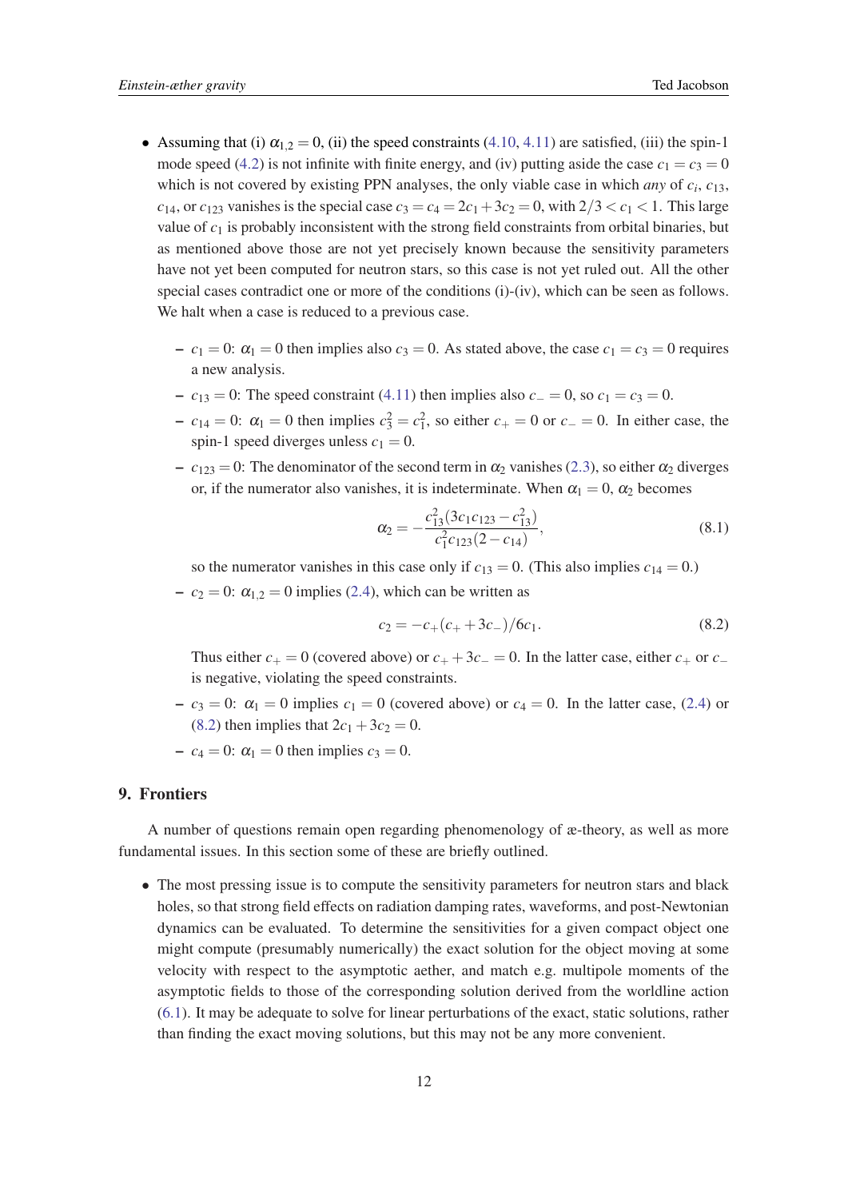- Assuming that (i) $\alpha_{1,2} = 0$, (ii) the speed constraints (4.10, 4.11) are satisfied, (iii) the spin-1 mode speed (4.2) is not infinite with finite energy, and (iv) putting aside the case $c_1 = c_3 = 0$ which is not covered by existing PPN analyses, the only viable case in which *any* of $c_i$, $c_{13}$, $c_{14}$, or $c_{123}$ vanishes is the special case $c_3 = c_4 = 2c_1 + 3c_2 = 0$, with $2/3 < c_1 < 1$. This large value of $c_1$ is probably inconsistent with the strong field constraints from orbital binaries, but as mentioned above those are not yet precisely known because the sensitivity parameters have not yet been computed for neutron stars, so this case is not yet ruled out. All the other special cases contradict one or more of the conditions (i)-(iv), which can be seen as follows. We halt when a case is reduced to a previous case.

  - $c_1 = 0$: $\alpha_1 = 0$ then implies also $c_3 = 0$. As stated above, the case $c_1 = c_3 = 0$ requires a new analysis.
  - $c_{13} = 0$: The speed constraint (4.11) then implies also $c_- = 0$, so $c_1 = c_3 = 0$.
  - $c_{14} = 0$: $\alpha_1 = 0$ then implies $c_3^2 = c_1^2$, so either $c_+ = 0$ or $c_- = 0$. In either case, the spin-1 speed diverges unless $c_1 = 0$.
  - $c_{123} = 0$: The denominator of the second term in $\alpha_2$ vanishes (2.3), so either $\alpha_2$ diverges or, if the numerator also vanishes, it is indeterminate. When $\alpha_1 = 0$, $\alpha_2$ becomes

    $$\alpha_2 = -\frac{c_{13}^2(3c_1c_{123} - c_{13}^2)}{c_1^2 c_{123}(2 - c_{14})}, \tag{8.1}$$

    so the numerator vanishes in this case only if $c_{13} = 0$. (This also implies $c_{14} = 0$.)
  - $c_2 = 0$: $\alpha_{1,2} = 0$ implies (2.4), which can be written as

    $$c_2 = -c_+(c_+ + 3c_-)/6c_1. \tag{8.2}$$

    Thus either $c_+ = 0$ (covered above) or $c_+ + 3c_- = 0$. In the latter case, either $c_+$ or $c_-$ is negative, violating the speed constraints.
  - $c_3 = 0$: $\alpha_1 = 0$ implies $c_1 = 0$ (covered above) or $c_4 = 0$. In the latter case, (2.4) or (8.2) then implies that $2c_1 + 3c_2 = 0$.
  - $c_4 = 0$: $\alpha_1 = 0$ then implies $c_3 = 0$.

## 9. Frontiers

A number of questions remain open regarding phenomenology of æ-theory, as well as more fundamental issues. In this section some of these are briefly outlined.

- The most pressing issue is to compute the sensitivity parameters for neutron stars and black holes, so that strong field effects on radiation damping rates, waveforms, and post-Newtonian dynamics can be evaluated. To determine the sensitivities for a given compact object one might compute (presumably numerically) the exact solution for the object moving at some velocity with respect to the asymptotic aether, and match e.g. multipole moments of the asymptotic fields to those of the corresponding solution derived from the worldline action (6.1). It may be adequate to solve for linear perturbations of the exact, static solutions, rather than finding the exact moving solutions, but this may not be any more convenient.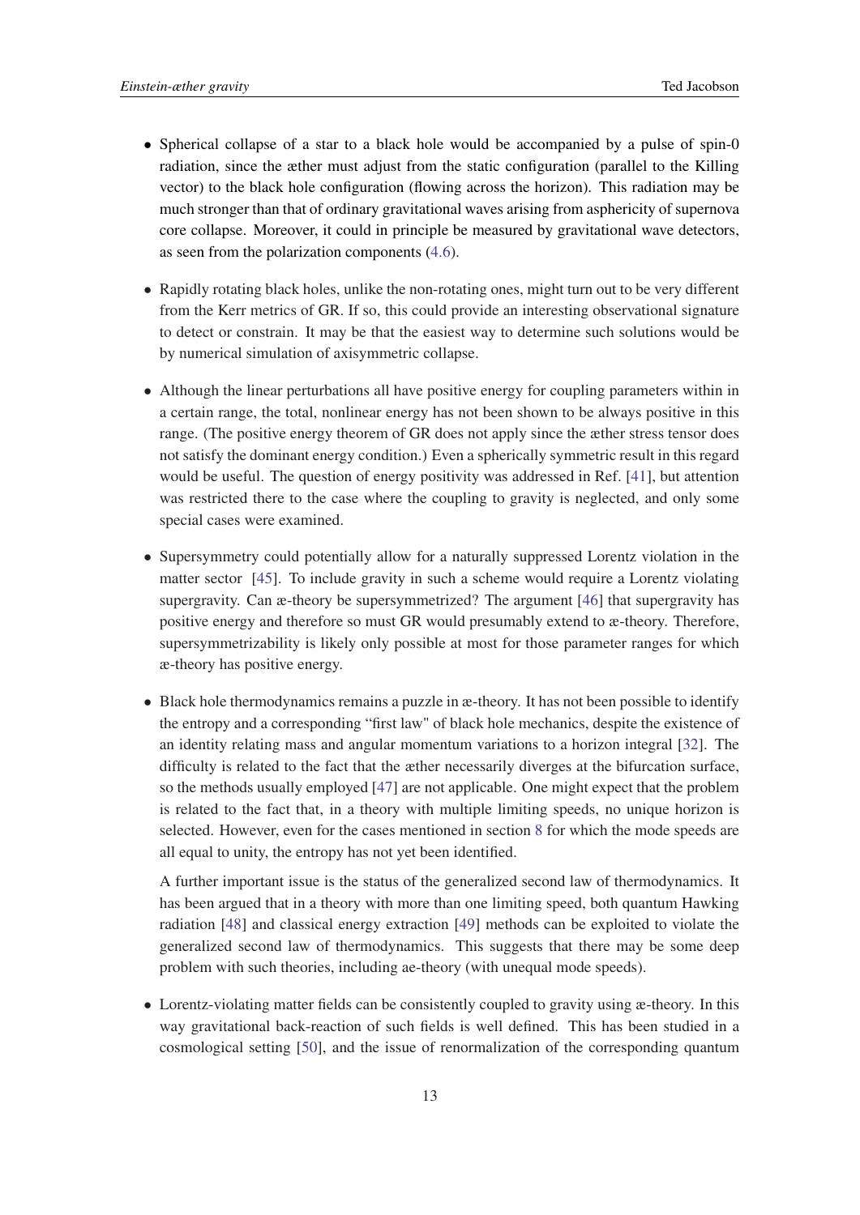- Spherical collapse of a star to a black hole would be accompanied by a pulse of spin-0 radiation, since the æther must adjust from the static configuration (parallel to the Killing vector) to the black hole configuration (flowing across the horizon). This radiation may be much stronger than that of ordinary gravitational waves arising from asphericity of supernova core collapse. Moreover, it could in principle be measured by gravitational wave detectors, as seen from the polarization components (4.6).

- Rapidly rotating black holes, unlike the non-rotating ones, might turn out to be very different from the Kerr metrics of GR. If so, this could provide an interesting observational signature to detect or constrain. It may be that the easiest way to determine such solutions would be by numerical simulation of axisymmetric collapse.

- Although the linear perturbations all have positive energy for coupling parameters within in a certain range, the total, nonlinear energy has not been shown to be always positive in this range. (The positive energy theorem of GR does not apply since the æther stress tensor does not satisfy the dominant energy condition.) Even a spherically symmetric result in this regard would be useful. The question of energy positivity was addressed in Ref. [41], but attention was restricted there to the case where the coupling to gravity is neglected, and only some special cases were examined.

- Supersymmetry could potentially allow for a naturally suppressed Lorentz violation in the matter sector [45]. To include gravity in such a scheme would require a Lorentz violating supergravity. Can æ-theory be supersymmetrized? The argument [46] that supergravity has positive energy and therefore so must GR would presumably extend to æ-theory. Therefore, supersymmetrizability is likely only possible at most for those parameter ranges for which æ-theory has positive energy.

- Black hole thermodynamics remains a puzzle in æ-theory. It has not been possible to identify the entropy and a corresponding "first law" of black hole mechanics, despite the existence of an identity relating mass and angular momentum variations to a horizon integral [32]. The difficulty is related to the fact that the æther necessarily diverges at the bifurcation surface, so the methods usually employed [47] are not applicable. One might expect that the problem is related to the fact that, in a theory with multiple limiting speeds, no unique horizon is selected. However, even for the cases mentioned in section 8 for which the mode speeds are all equal to unity, the entropy has not yet been identified.

  A further important issue is the status of the generalized second law of thermodynamics. It has been argued that in a theory with more than one limiting speed, both quantum Hawking radiation [48] and classical energy extraction [49] methods can be exploited to violate the generalized second law of thermodynamics. This suggests that there may be some deep problem with such theories, including ae-theory (with unequal mode speeds).

- Lorentz-violating matter fields can be consistently coupled to gravity using æ-theory. In this way gravitational back-reaction of such fields is well defined. This has been studied in a cosmological setting [50], and the issue of renormalization of the corresponding quantum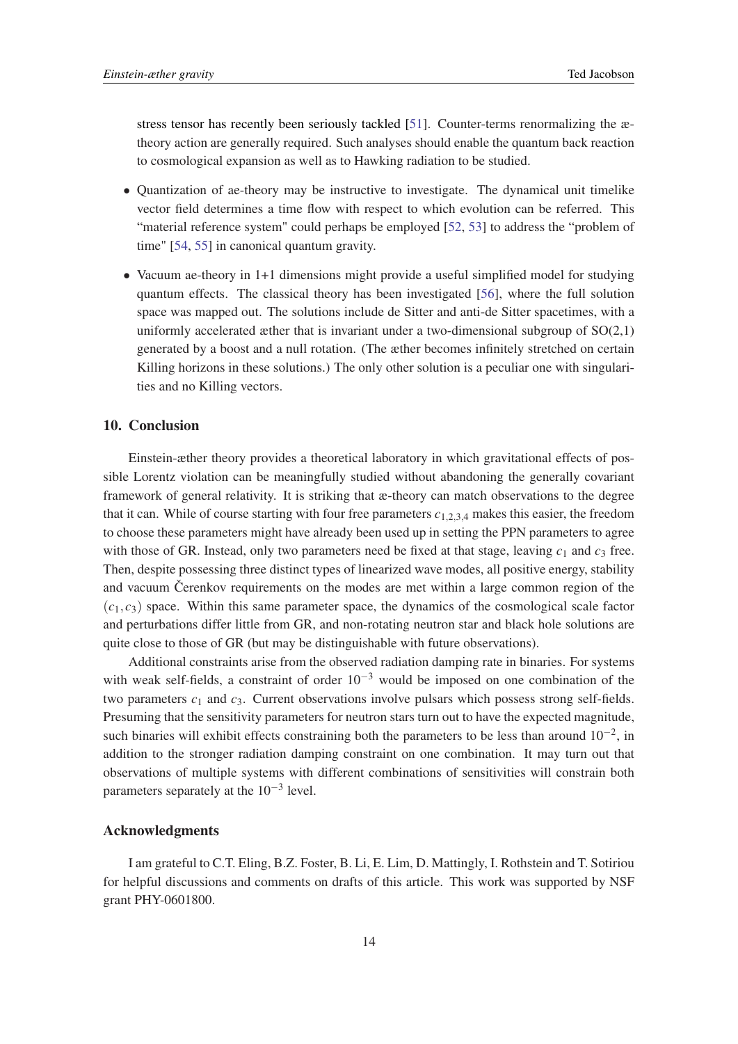stress tensor has recently been seriously tackled [51]. Counter-terms renormalizing the æ-theory action are generally required. Such analyses should enable the quantum back reaction to cosmological expansion as well as to Hawking radiation to be studied.

- Quantization of ae-theory may be instructive to investigate. The dynamical unit timelike vector field determines a time flow with respect to which evolution can be referred. This "material reference system" could perhaps be employed [52, 53] to address the "problem of time" [54, 55] in canonical quantum gravity.
- Vacuum ae-theory in 1+1 dimensions might provide a useful simplified model for studying quantum effects. The classical theory has been investigated [56], where the full solution space was mapped out. The solutions include de Sitter and anti-de Sitter spacetimes, with a uniformly accelerated æther that is invariant under a two-dimensional subgroup of SO(2,1) generated by a boost and a null rotation. (The æther becomes infinitely stretched on certain Killing horizons in these solutions.) The only other solution is a peculiar one with singularities and no Killing vectors.

## 10. Conclusion

Einstein-æther theory provides a theoretical laboratory in which gravitational effects of possible Lorentz violation can be meaningfully studied without abandoning the generally covariant framework of general relativity. It is striking that æ-theory can match observations to the degree that it can. While of course starting with four free parameters $c_{1,2,3,4}$ makes this easier, the freedom to choose these parameters might have already been used up in setting the PPN parameters to agree with those of GR. Instead, only two parameters need be fixed at that stage, leaving $c_1$ and $c_3$ free. Then, despite possessing three distinct types of linearized wave modes, all positive energy, stability and vacuum Čerenkov requirements on the modes are met within a large common region of the $(c_1, c_3)$ space. Within this same parameter space, the dynamics of the cosmological scale factor and perturbations differ little from GR, and non-rotating neutron star and black hole solutions are quite close to those of GR (but may be distinguishable with future observations).

Additional constraints arise from the observed radiation damping rate in binaries. For systems with weak self-fields, a constraint of order $10^{-3}$ would be imposed on one combination of the two parameters $c_1$ and $c_3$. Current observations involve pulsars which possess strong self-fields. Presuming that the sensitivity parameters for neutron stars turn out to have the expected magnitude, such binaries will exhibit effects constraining both the parameters to be less than around $10^{-2}$, in addition to the stronger radiation damping constraint on one combination. It may turn out that observations of multiple systems with different combinations of sensitivities will constrain both parameters separately at the $10^{-3}$ level.

## Acknowledgments

I am grateful to C.T. Eling, B.Z. Foster, B. Li, E. Lim, D. Mattingly, I. Rothstein and T. Sotiriou for helpful discussions and comments on drafts of this article. This work was supported by NSF grant PHY-0601800.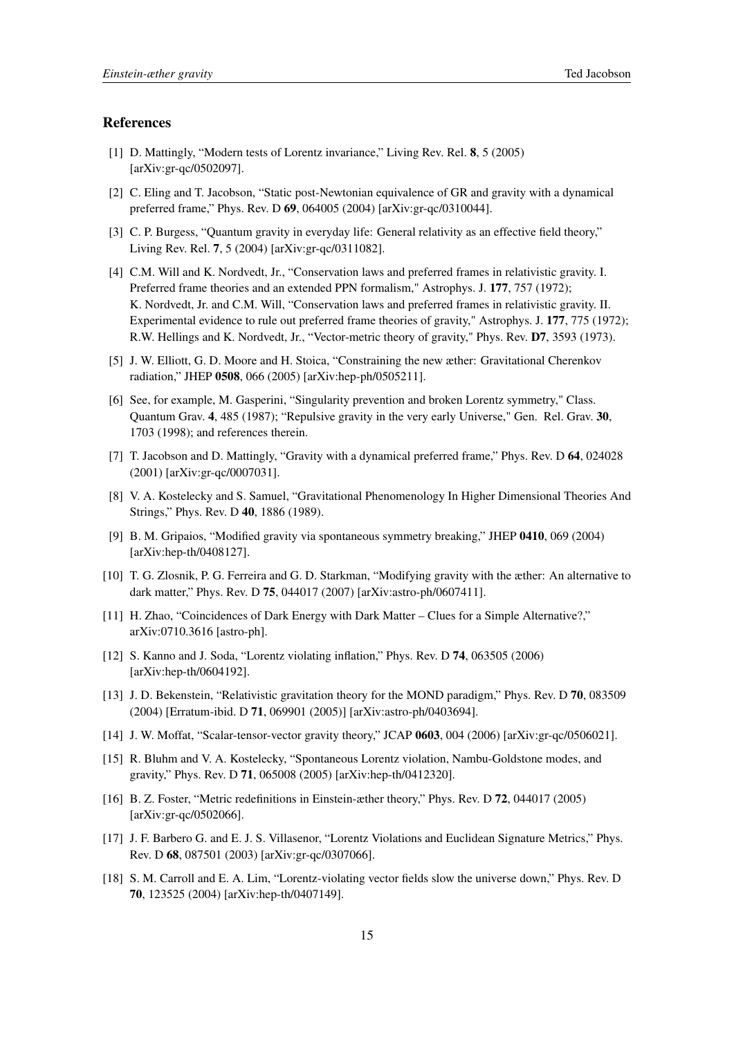## References

[1] D. Mattingly, "Modern tests of Lorentz invariance," Living Rev. Rel. **8**, 5 (2005) [arXiv:gr-qc/0502097].

[2] C. Eling and T. Jacobson, "Static post-Newtonian equivalence of GR and gravity with a dynamical preferred frame," Phys. Rev. D **69**, 064005 (2004) [arXiv:gr-qc/0310044].

[3] C. P. Burgess, "Quantum gravity in everyday life: General relativity as an effective field theory," Living Rev. Rel. **7**, 5 (2004) [arXiv:gr-qc/0311082].

[4] C.M. Will and K. Nordvedt, Jr., "Conservation laws and preferred frames in relativistic gravity. I. Preferred frame theories and an extended PPN formalism," Astrophys. J. **177**, 757 (1972); K. Nordvedt, Jr. and C.M. Will, "Conservation laws and preferred frames in relativistic gravity. II. Experimental evidence to rule out preferred frame theories of gravity," Astrophys. J. **177**, 775 (1972); R.W. Hellings and K. Nordvedt, Jr., "Vector-metric theory of gravity," Phys. Rev. **D7**, 3593 (1973).

[5] J. W. Elliott, G. D. Moore and H. Stoica, "Constraining the new æther: Gravitational Cherenkov radiation," JHEP **0508**, 066 (2005) [arXiv:hep-ph/0505211].

[6] See, for example, M. Gasperini, "Singularity prevention and broken Lorentz symmetry," Class. Quantum Grav. **4**, 485 (1987); "Repulsive gravity in the very early Universe," Gen. Rel. Grav. **30**, 1703 (1998); and references therein.

[7] T. Jacobson and D. Mattingly, "Gravity with a dynamical preferred frame," Phys. Rev. D **64**, 024028 (2001) [arXiv:gr-qc/0007031].

[8] V. A. Kostelecky and S. Samuel, "Gravitational Phenomenology In Higher Dimensional Theories And Strings," Phys. Rev. D **40**, 1886 (1989).

[9] B. M. Gripaios, "Modified gravity via spontaneous symmetry breaking," JHEP **0410**, 069 (2004) [arXiv:hep-th/0408127].

[10] T. G. Zlosnik, P. G. Ferreira and G. D. Starkman, "Modifying gravity with the æther: An alternative to dark matter," Phys. Rev. D **75**, 044017 (2007) [arXiv:astro-ph/0607411].

[11] H. Zhao, "Coincidences of Dark Energy with Dark Matter – Clues for a Simple Alternative?," arXiv:0710.3616 [astro-ph].

[12] S. Kanno and J. Soda, "Lorentz violating inflation," Phys. Rev. D **74**, 063505 (2006) [arXiv:hep-th/0604192].

[13] J. D. Bekenstein, "Relativistic gravitation theory for the MOND paradigm," Phys. Rev. D **70**, 083509 (2004) [Erratum-ibid. D **71**, 069901 (2005)] [arXiv:astro-ph/0403694].

[14] J. W. Moffat, "Scalar-tensor-vector gravity theory," JCAP **0603**, 004 (2006) [arXiv:gr-qc/0506021].

[15] R. Bluhm and V. A. Kostelecky, "Spontaneous Lorentz violation, Nambu-Goldstone modes, and gravity," Phys. Rev. D **71**, 065008 (2005) [arXiv:hep-th/0412320].

[16] B. Z. Foster, "Metric redefinitions in Einstein-æther theory," Phys. Rev. D **72**, 044017 (2005) [arXiv:gr-qc/0502066].

[17] J. F. Barbero G. and E. J. S. Villasenor, "Lorentz Violations and Euclidean Signature Metrics," Phys. Rev. D **68**, 087501 (2003) [arXiv:gr-qc/0307066].

[18] S. M. Carroll and E. A. Lim, "Lorentz-violating vector fields slow the universe down," Phys. Rev. D **70**, 123525 (2004) [arXiv:hep-th/0407149].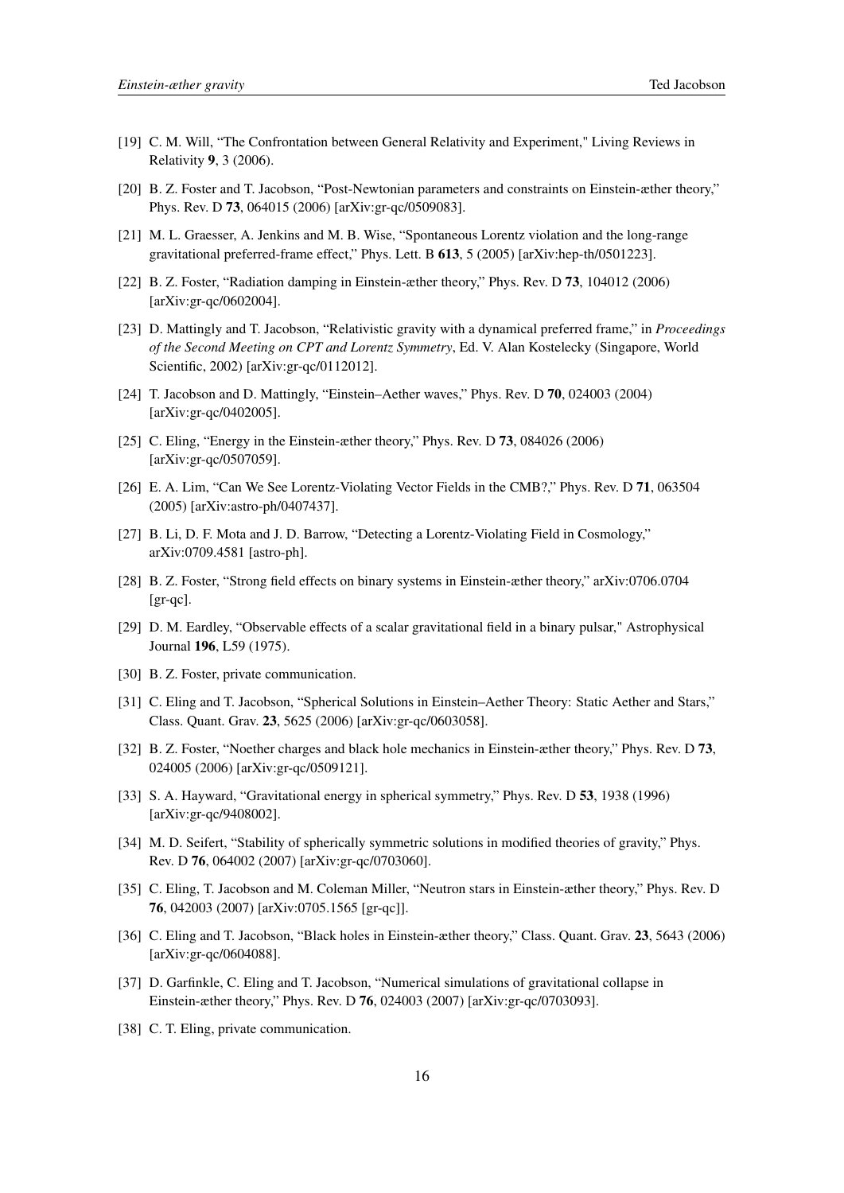[19] C. M. Will, "The Confrontation between General Relativity and Experiment," Living Reviews in Relativity **9**, 3 (2006).

[20] B. Z. Foster and T. Jacobson, "Post-Newtonian parameters and constraints on Einstein-æther theory," Phys. Rev. D **73**, 064015 (2006) [arXiv:gr-qc/0509083].

[21] M. L. Graesser, A. Jenkins and M. B. Wise, "Spontaneous Lorentz violation and the long-range gravitational preferred-frame effect," Phys. Lett. B **613**, 5 (2005) [arXiv:hep-th/0501223].

[22] B. Z. Foster, "Radiation damping in Einstein-æther theory," Phys. Rev. D **73**, 104012 (2006) [arXiv:gr-qc/0602004].

[23] D. Mattingly and T. Jacobson, "Relativistic gravity with a dynamical preferred frame," in *Proceedings of the Second Meeting on CPT and Lorentz Symmetry*, Ed. V. Alan Kostelecky (Singapore, World Scientific, 2002) [arXiv:gr-qc/0112012].

[24] T. Jacobson and D. Mattingly, "Einstein–Aether waves," Phys. Rev. D **70**, 024003 (2004) [arXiv:gr-qc/0402005].

[25] C. Eling, "Energy in the Einstein-æther theory," Phys. Rev. D **73**, 084026 (2006) [arXiv:gr-qc/0507059].

[26] E. A. Lim, "Can We See Lorentz-Violating Vector Fields in the CMB?," Phys. Rev. D **71**, 063504 (2005) [arXiv:astro-ph/0407437].

[27] B. Li, D. F. Mota and J. D. Barrow, "Detecting a Lorentz-Violating Field in Cosmology," arXiv:0709.4581 [astro-ph].

[28] B. Z. Foster, "Strong field effects on binary systems in Einstein-æther theory," arXiv:0706.0704 [gr-qc].

[29] D. M. Eardley, "Observable effects of a scalar gravitational field in a binary pulsar," Astrophysical Journal **196**, L59 (1975).

[30] B. Z. Foster, private communication.

[31] C. Eling and T. Jacobson, "Spherical Solutions in Einstein–Aether Theory: Static Aether and Stars," Class. Quant. Grav. **23**, 5625 (2006) [arXiv:gr-qc/0603058].

[32] B. Z. Foster, "Noether charges and black hole mechanics in Einstein-æther theory," Phys. Rev. D **73**, 024005 (2006) [arXiv:gr-qc/0509121].

[33] S. A. Hayward, "Gravitational energy in spherical symmetry," Phys. Rev. D **53**, 1938 (1996) [arXiv:gr-qc/9408002].

[34] M. D. Seifert, "Stability of spherically symmetric solutions in modified theories of gravity," Phys. Rev. D **76**, 064002 (2007) [arXiv:gr-qc/0703060].

[35] C. Eling, T. Jacobson and M. Coleman Miller, "Neutron stars in Einstein-æther theory," Phys. Rev. D **76**, 042003 (2007) [arXiv:0705.1565 [gr-qc]].

[36] C. Eling and T. Jacobson, "Black holes in Einstein-æther theory," Class. Quant. Grav. **23**, 5643 (2006) [arXiv:gr-qc/0604088].

[37] D. Garfinkle, C. Eling and T. Jacobson, "Numerical simulations of gravitational collapse in Einstein-æther theory," Phys. Rev. D **76**, 024003 (2007) [arXiv:gr-qc/0703093].

[38] C. T. Eling, private communication.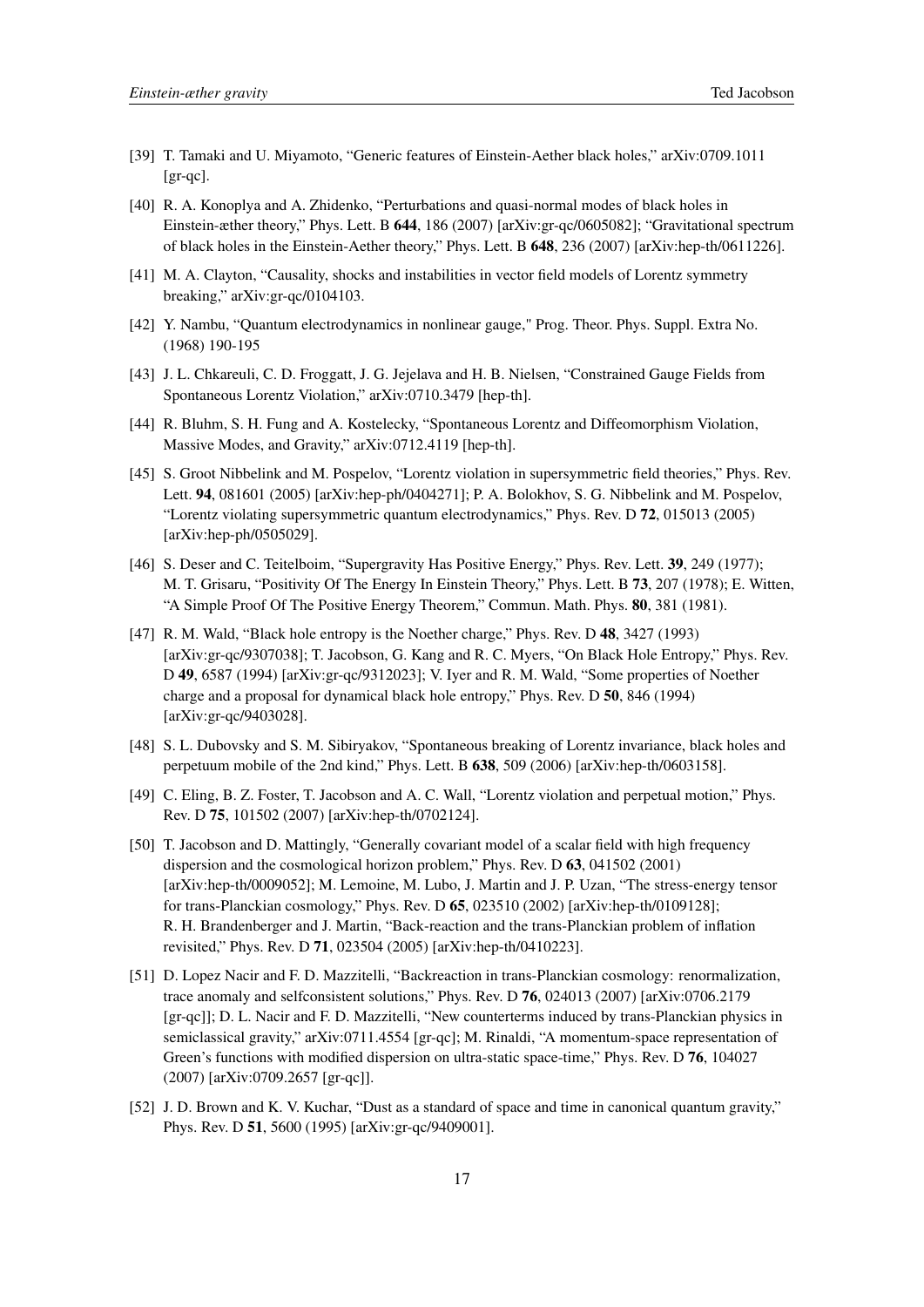[39] T. Tamaki and U. Miyamoto, "Generic features of Einstein-Aether black holes," arXiv:0709.1011 [gr-qc].

[40] R. A. Konoplya and A. Zhidenko, "Perturbations and quasi-normal modes of black holes in Einstein-æther theory," Phys. Lett. B **644**, 186 (2007) [arXiv:gr-qc/0605082]; "Gravitational spectrum of black holes in the Einstein-Aether theory," Phys. Lett. B **648**, 236 (2007) [arXiv:hep-th/0611226].

[41] M. A. Clayton, "Causality, shocks and instabilities in vector field models of Lorentz symmetry breaking," arXiv:gr-qc/0104103.

[42] Y. Nambu, "Quantum electrodynamics in nonlinear gauge," Prog. Theor. Phys. Suppl. Extra No. (1968) 190-195

[43] J. L. Chkareuli, C. D. Froggatt, J. G. Jejelava and H. B. Nielsen, "Constrained Gauge Fields from Spontaneous Lorentz Violation," arXiv:0710.3479 [hep-th].

[44] R. Bluhm, S. H. Fung and A. Kostelecky, "Spontaneous Lorentz and Diffeomorphism Violation, Massive Modes, and Gravity," arXiv:0712.4119 [hep-th].

[45] S. Groot Nibbelink and M. Pospelov, "Lorentz violation in supersymmetric field theories," Phys. Rev. Lett. **94**, 081601 (2005) [arXiv:hep-ph/0404271]; P. A. Bolokhov, S. G. Nibbelink and M. Pospelov, "Lorentz violating supersymmetric quantum electrodynamics," Phys. Rev. D **72**, 015013 (2005) [arXiv:hep-ph/0505029].

[46] S. Deser and C. Teitelboim, "Supergravity Has Positive Energy," Phys. Rev. Lett. **39**, 249 (1977); M. T. Grisaru, "Positivity Of The Energy In Einstein Theory," Phys. Lett. B **73**, 207 (1978); E. Witten, "A Simple Proof Of The Positive Energy Theorem," Commun. Math. Phys. **80**, 381 (1981).

[47] R. M. Wald, "Black hole entropy is the Noether charge," Phys. Rev. D **48**, 3427 (1993) [arXiv:gr-qc/9307038]; T. Jacobson, G. Kang and R. C. Myers, "On Black Hole Entropy," Phys. Rev. D **49**, 6587 (1994) [arXiv:gr-qc/9312023]; V. Iyer and R. M. Wald, "Some properties of Noether charge and a proposal for dynamical black hole entropy," Phys. Rev. D **50**, 846 (1994) [arXiv:gr-qc/9403028].

[48] S. L. Dubovsky and S. M. Sibiryakov, "Spontaneous breaking of Lorentz invariance, black holes and perpetuum mobile of the 2nd kind," Phys. Lett. B **638**, 509 (2006) [arXiv:hep-th/0603158].

[49] C. Eling, B. Z. Foster, T. Jacobson and A. C. Wall, "Lorentz violation and perpetual motion," Phys. Rev. D **75**, 101502 (2007) [arXiv:hep-th/0702124].

[50] T. Jacobson and D. Mattingly, "Generally covariant model of a scalar field with high frequency dispersion and the cosmological horizon problem," Phys. Rev. D **63**, 041502 (2001) [arXiv:hep-th/0009052]; M. Lemoine, M. Lubo, J. Martin and J. P. Uzan, "The stress-energy tensor for trans-Planckian cosmology," Phys. Rev. D **65**, 023510 (2002) [arXiv:hep-th/0109128]; R. H. Brandenberger and J. Martin, "Back-reaction and the trans-Planckian problem of inflation revisited," Phys. Rev. D **71**, 023504 (2005) [arXiv:hep-th/0410223].

[51] D. Lopez Nacir and F. D. Mazzitelli, "Backreaction in trans-Planckian cosmology: renormalization, trace anomaly and selfconsistent solutions," Phys. Rev. D **76**, 024013 (2007) [arXiv:0706.2179 [gr-qc]]; D. L. Nacir and F. D. Mazzitelli, "New counterterms induced by trans-Planckian physics in semiclassical gravity," arXiv:0711.4554 [gr-qc]; M. Rinaldi, "A momentum-space representation of Green's functions with modified dispersion on ultra-static space-time," Phys. Rev. D **76**, 104027 (2007) [arXiv:0709.2657 [gr-qc]].

[52] J. D. Brown and K. V. Kuchar, "Dust as a standard of space and time in canonical quantum gravity," Phys. Rev. D **51**, 5600 (1995) [arXiv:gr-qc/9409001].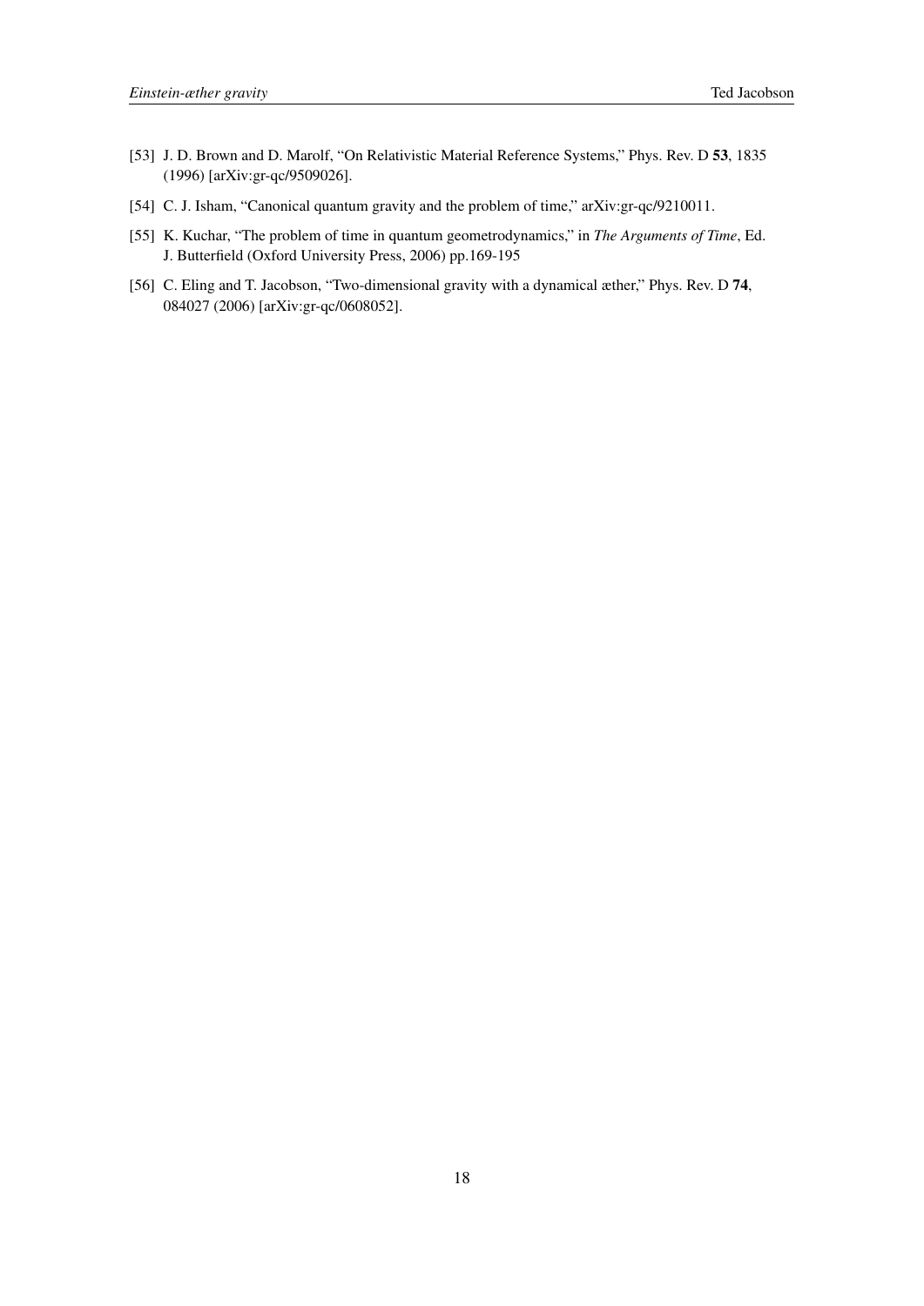[53] J. D. Brown and D. Marolf, "On Relativistic Material Reference Systems," Phys. Rev. D **53**, 1835 (1996) [arXiv:gr-qc/9509026].

[54] C. J. Isham, "Canonical quantum gravity and the problem of time," arXiv:gr-qc/9210011.

[55] K. Kuchar, "The problem of time in quantum geometrodynamics," in *The Arguments of Time*, Ed. J. Butterfield (Oxford University Press, 2006) pp.169-195

[56] C. Eling and T. Jacobson, "Two-dimensional gravity with a dynamical æther," Phys. Rev. D **74**, 084027 (2006) [arXiv:gr-qc/0608052].